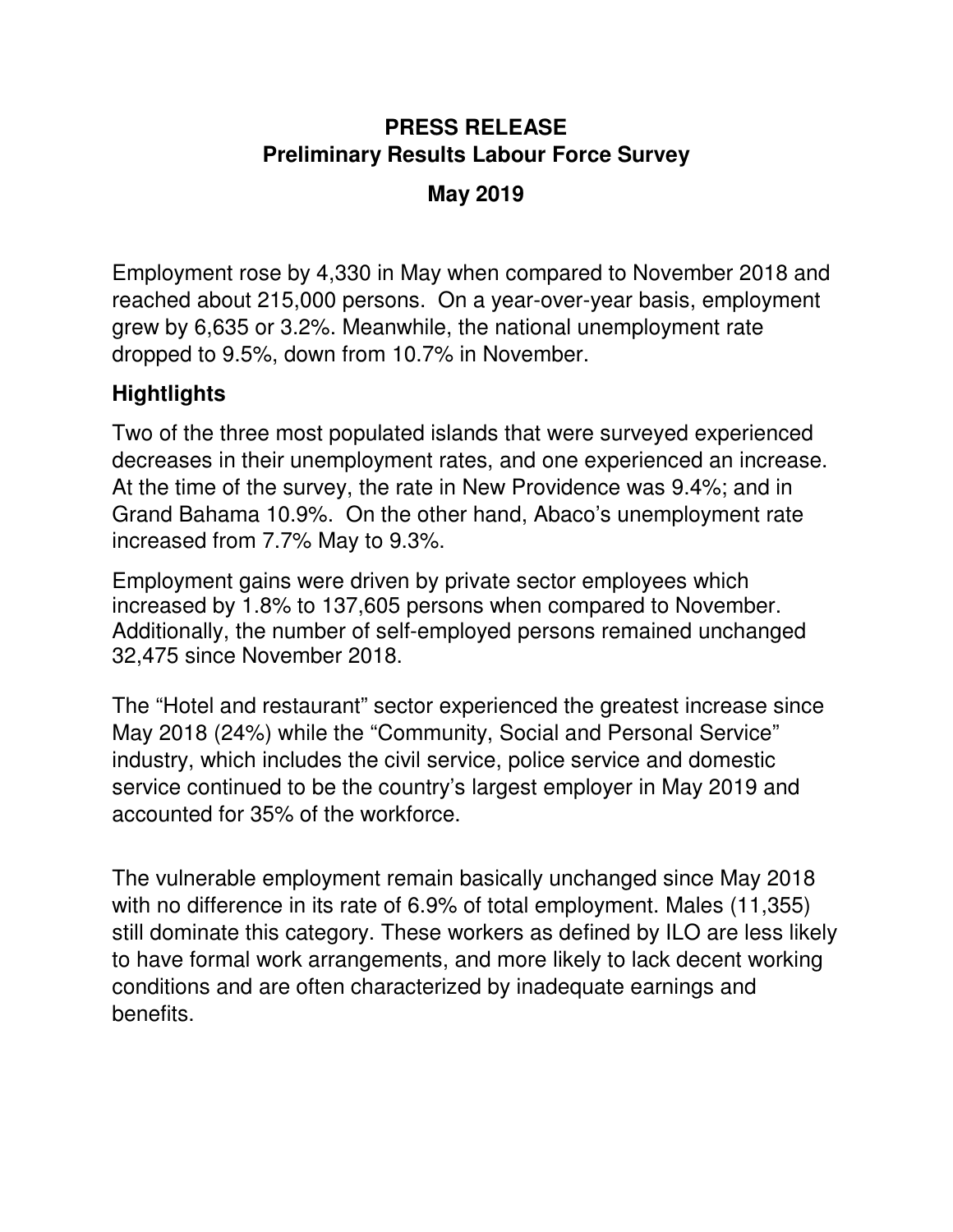# PRESS RELEASE
## Preliminary Results Labour Force Survey
## May 2019

Employment rose by 4,330 in May when compared to November 2018 and reached about 215,000 persons. On a year-over-year basis, employment grew by 6,635 or 3.2%. Meanwhile, the national unemployment rate dropped to 9.5%, down from 10.7% in November.

### Hightlights

Two of the three most populated islands that were surveyed experienced decreases in their unemployment rates, and one experienced an increase. At the time of the survey, the rate in New Providence was 9.4%; and in Grand Bahama 10.9%. On the other hand, Abaco's unemployment rate increased from 7.7% May to 9.3%.

Employment gains were driven by private sector employees which increased by 1.8% to 137,605 persons when compared to November. Additionally, the number of self-employed persons remained unchanged 32,475 since November 2018.

The "Hotel and restaurant" sector experienced the greatest increase since May 2018 (24%) while the "Community, Social and Personal Service" industry, which includes the civil service, police service and domestic service continued to be the country's largest employer in May 2019 and accounted for 35% of the workforce.

The vulnerable employment remain basically unchanged since May 2018 with no difference in its rate of 6.9% of total employment. Males (11,355) still dominate this category. These workers as defined by ILO are less likely to have formal work arrangements, and more likely to lack decent working conditions and are often characterized by inadequate earnings and benefits.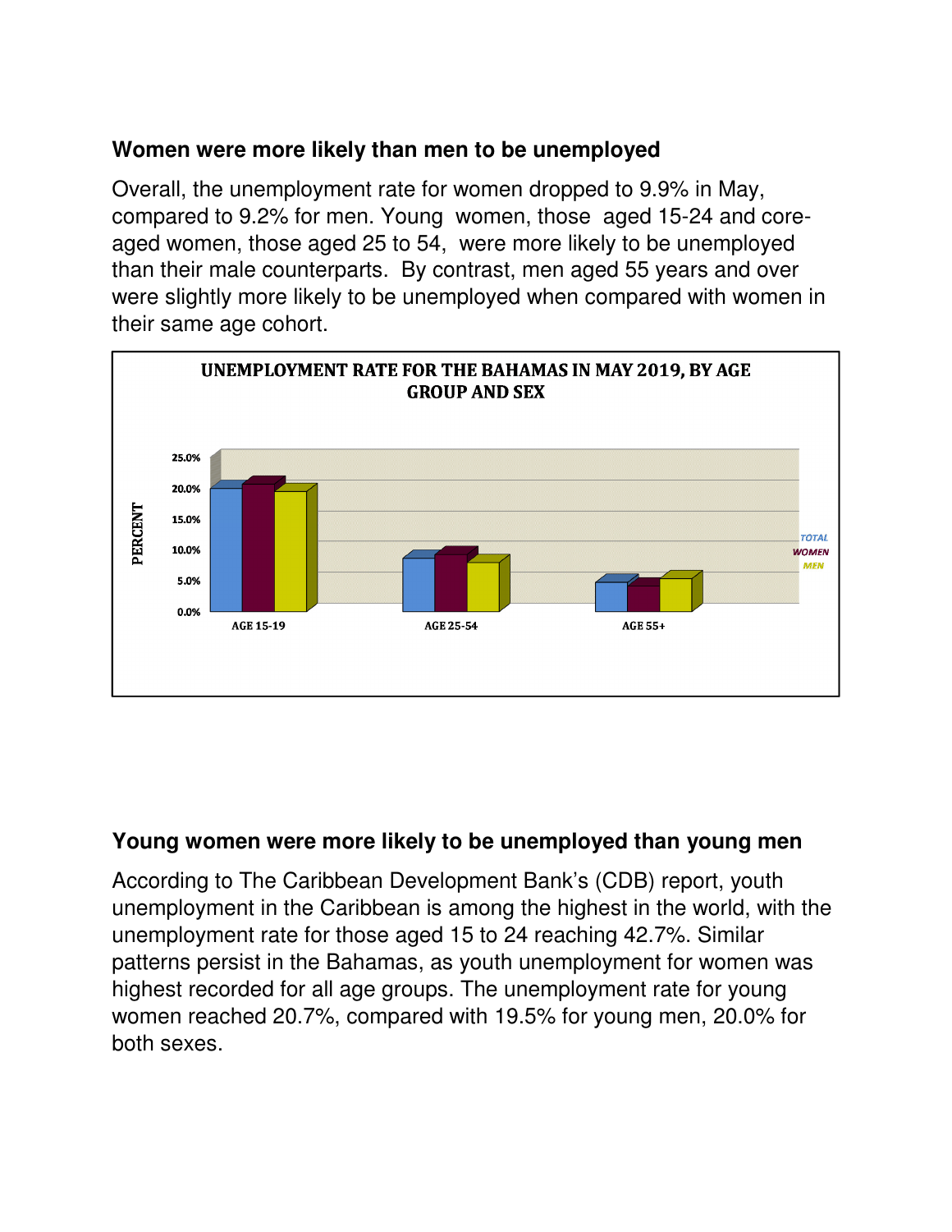## Women were more likely than men to be unemployed

Overall, the unemployment rate for women dropped to 9.9% in May, compared to 9.2% for men. Young women, those aged 15-24 and core-aged women, those aged 25 to 54, were more likely to be unemployed than their male counterparts. By contrast, men aged 55 years and over were slightly more likely to be unemployed when compared with women in their same age cohort.

**UNEMPLOYMENT RATE FOR THE BAHAMAS IN MAY 2019, BY AGE GROUP AND SEX**

## Young women were more likely to be unemployed than young men

According to The Caribbean Development Bank's (CDB) report, youth unemployment in the Caribbean is among the highest in the world, with the unemployment rate for those aged 15 to 24 reaching 42.7%. Similar patterns persist in the Bahamas, as youth unemployment for women was highest recorded for all age groups. The unemployment rate for young women reached 20.7%, compared with 19.5% for young men, 20.0% for both sexes.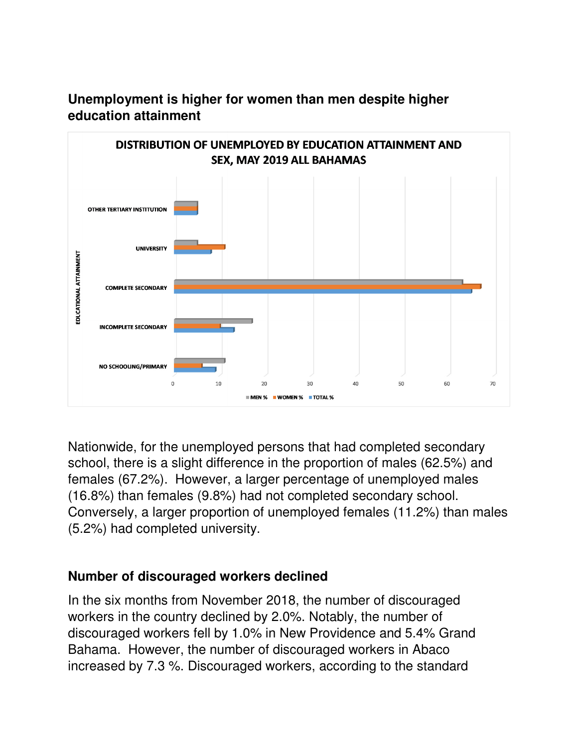## Unemployment is higher for women than men despite higher education attainment

**DISTRIBUTION OF UNEMPLOYED BY EDUCATION ATTAINMENT AND SEX, MAY 2019 ALL BAHAMAS**

Nationwide, for the unemployed persons that had completed secondary school, there is a slight difference in the proportion of males (62.5%) and females (67.2%). However, a larger percentage of unemployed males (16.8%) than females (9.8%) had not completed secondary school. Conversely, a larger proportion of unemployed females (11.2%) than males (5.2%) had completed university.

## Number of discouraged workers declined

In the six months from November 2018, the number of discouraged workers in the country declined by 2.0%. Notably, the number of discouraged workers fell by 1.0% in New Providence and 5.4% Grand Bahama. However, the number of discouraged workers in Abaco increased by 7.3 %. Discouraged workers, according to the standard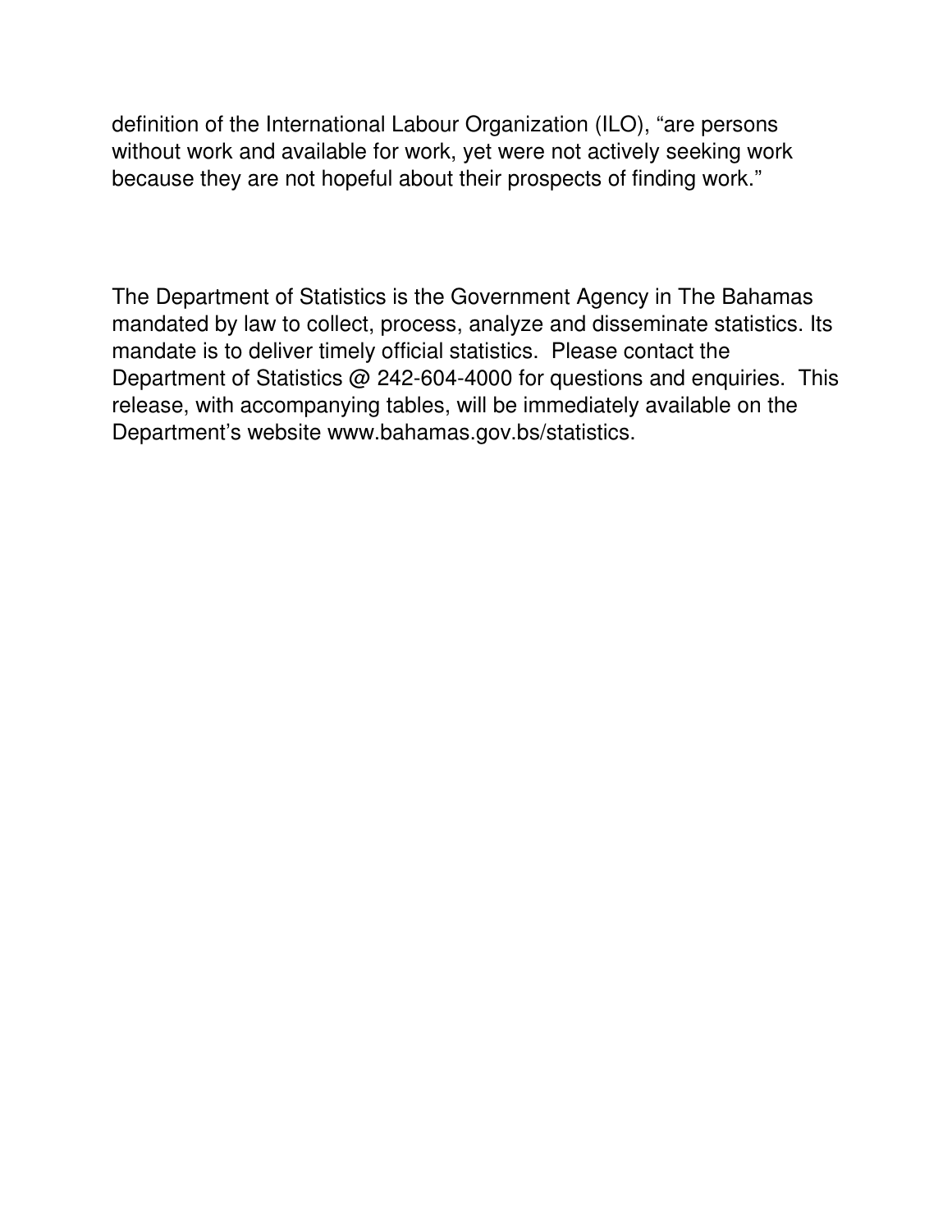definition of the International Labour Organization (ILO), "are persons without work and available for work, yet were not actively seeking work because they are not hopeful about their prospects of finding work."

The Department of Statistics is the Government Agency in The Bahamas mandated by law to collect, process, analyze and disseminate statistics. Its mandate is to deliver timely official statistics. Please contact the Department of Statistics @ 242-604-4000 for questions and enquiries. This release, with accompanying tables, will be immediately available on the Department's website www.bahamas.gov.bs/statistics.